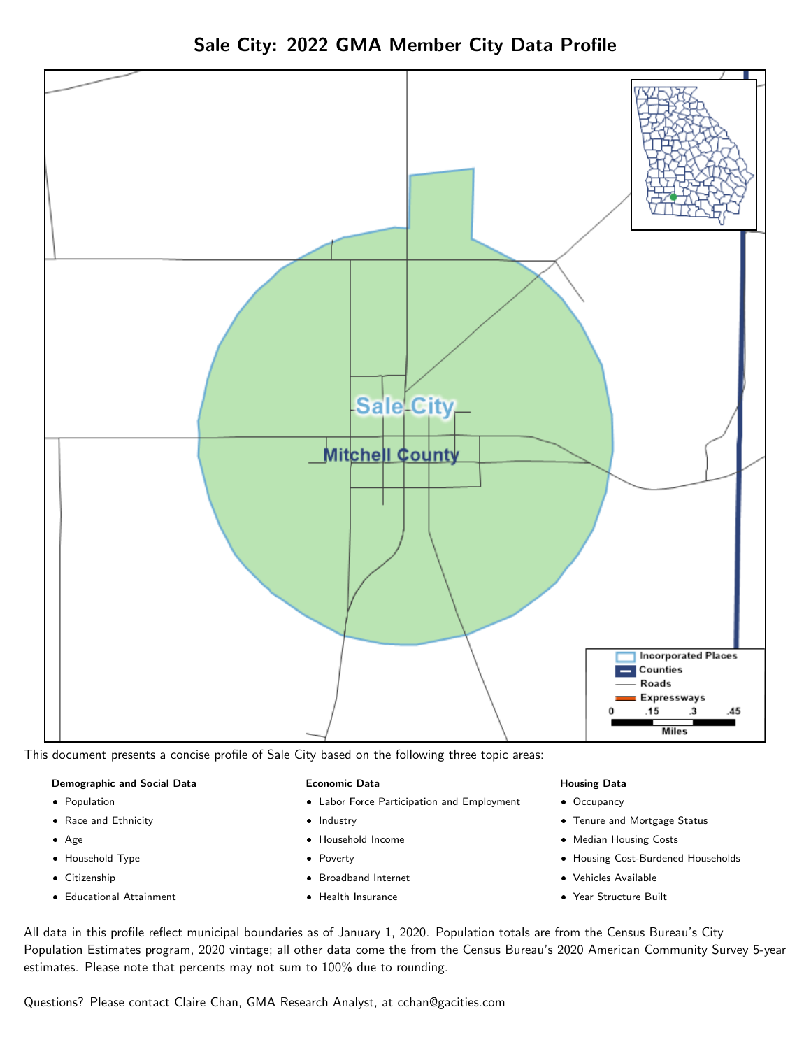# Sale City: 2022 GMA Member City Data Profile

This document presents a concise profile of Sale City based on the following three topic areas:

**Demographic and Social Data**

- Population
- Race and Ethnicity
- Age
- Household Type
- Citizenship
- Educational Attainment

**Economic Data**

- Labor Force Participation and Employment
- Industry
- Household Income
- Poverty
- Broadband Internet
- Health Insurance

**Housing Data**

- Occupancy
- Tenure and Mortgage Status
- Median Housing Costs
- Housing Cost-Burdened Households
- Vehicles Available
- Year Structure Built

All data in this profile reflect municipal boundaries as of January 1, 2020. Population totals are from the Census Bureau's City Population Estimates program, 2020 vintage; all other data come the from the Census Bureau's 2020 American Community Survey 5-year estimates. Please note that percents may not sum to 100% due to rounding.

Questions? Please contact Claire Chan, GMA Research Analyst, at cchan@gacities.com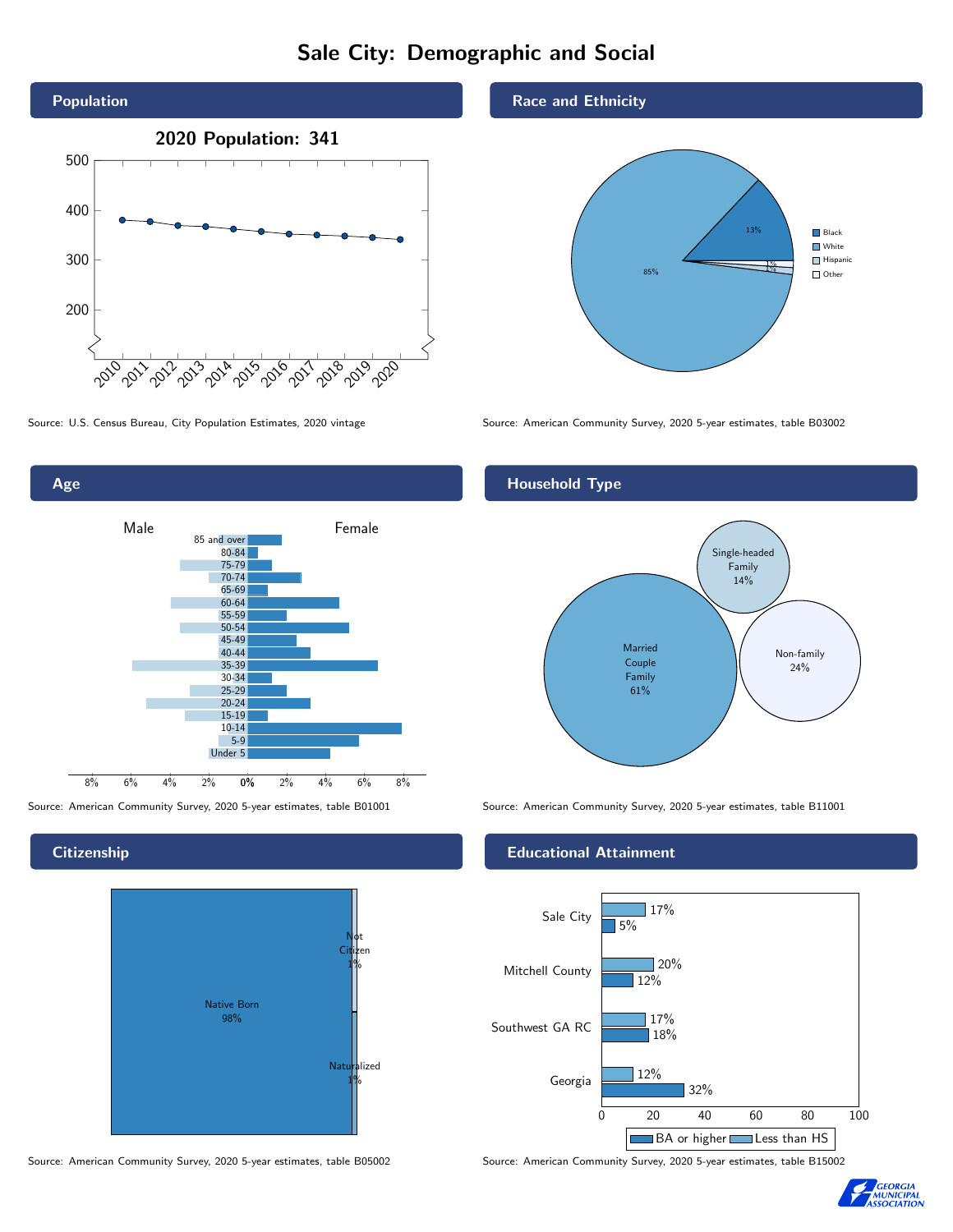# Sale City: Demographic and Social

## Population

**2020 Population: 341**

Source: U.S. Census Bureau, City Population Estimates, 2020 vintage

## Race and Ethnicity

| Group | Percent |
| --- | --- |
| Black | 13% |
| White | 85% |
| Hispanic | 1% |
| Other | 1% |

Source: American Community Survey, 2020 5-year estimates, table B03002

## Age

Source: American Community Survey, 2020 5-year estimates, table B01001

## Household Type

| Household Type | Percent |
| --- | --- |
| Married Couple Family | 61% |
| Single-headed Family | 14% |
| Non-family | 24% |

Source: American Community Survey, 2020 5-year estimates, table B11001

## Citizenship

| Status | Percent |
| --- | --- |
| Native Born | 98% |
| Not Citizen | 1% |
| Naturalized | 1% |

Source: American Community Survey, 2020 5-year estimates, table B05002

## Educational Attainment

| Area | Less than HS | BA or higher |
| --- | --- | --- |
| Sale City | 17% | 5% |
| Mitchell County | 20% | 12% |
| Southwest GA RC | 17% | 18% |
| Georgia | 12% | 32% |

Source: American Community Survey, 2020 5-year estimates, table B15002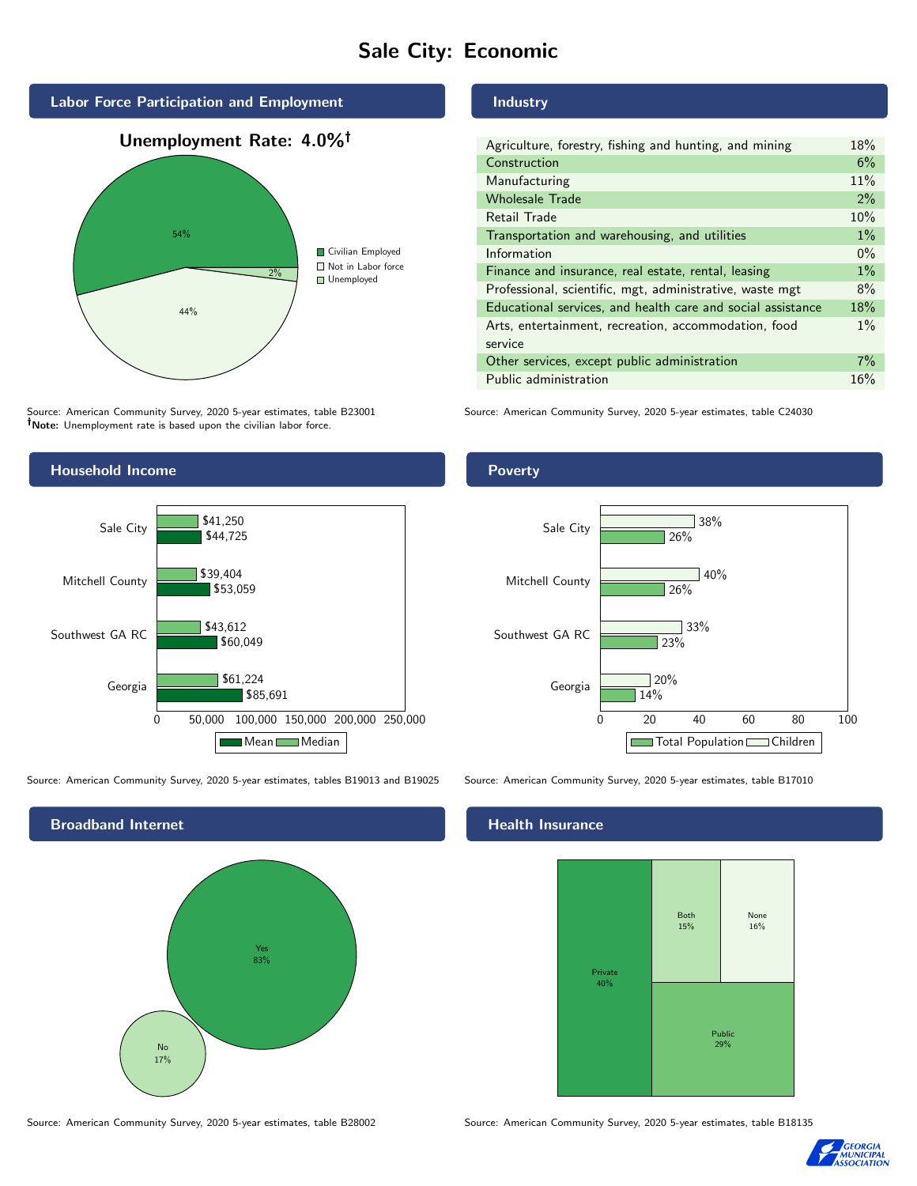# Sale City: Economic

## Labor Force Participation and Employment

**Unemployment Rate: 4.0%†**

| Category | Percent |
|---|---|
| Civilian Employed | 54% |
| Not in Labor force | 44% |
| Unemployed | 2% |

Source: American Community Survey, 2020 5-year estimates, table B23001
**†Note:** Unemployment rate is based upon the civilian labor force.

## Industry

| Industry | Percent |
|---|---|
| Agriculture, forestry, fishing and hunting, and mining | 18% |
| Construction | 6% |
| Manufacturing | 11% |
| Wholesale Trade | 2% |
| Retail Trade | 10% |
| Transportation and warehousing, and utilities | 1% |
| Information | 0% |
| Finance and insurance, real estate, rental, leasing | 1% |
| Professional, scientific, mgt, administrative, waste mgt | 8% |
| Educational services, and health care and social assistance | 18% |
| Arts, entertainment, recreation, accommodation, food service | 1% |
| Other services, except public administration | 7% |
| Public administration | 16% |

Source: American Community Survey, 2020 5-year estimates, table C24030

## Household Income

| | Median | Mean |
|---|---|---|
| Sale City | $41,250 | $44,725 |
| Mitchell County | $39,404 | $53,059 |
| Southwest GA RC | $43,612 | $60,049 |
| Georgia | $61,224 | $85,691 |

Source: American Community Survey, 2020 5-year estimates, tables B19013 and B19025

## Poverty

| | Children | Total Population |
|---|---|---|
| Sale City | 38% | 26% |
| Mitchell County | 40% | 26% |
| Southwest GA RC | 33% | 23% |
| Georgia | 20% | 14% |

Source: American Community Survey, 2020 5-year estimates, table B17010

## Broadband Internet

| | Percent |
|---|---|
| Yes | 83% |
| No | 17% |

Source: American Community Survey, 2020 5-year estimates, table B28002

## Health Insurance

| | Percent |
|---|---|
| Private | 40% |
| Both | 15% |
| None | 16% |
| Public | 29% |

Source: American Community Survey, 2020 5-year estimates, table B18135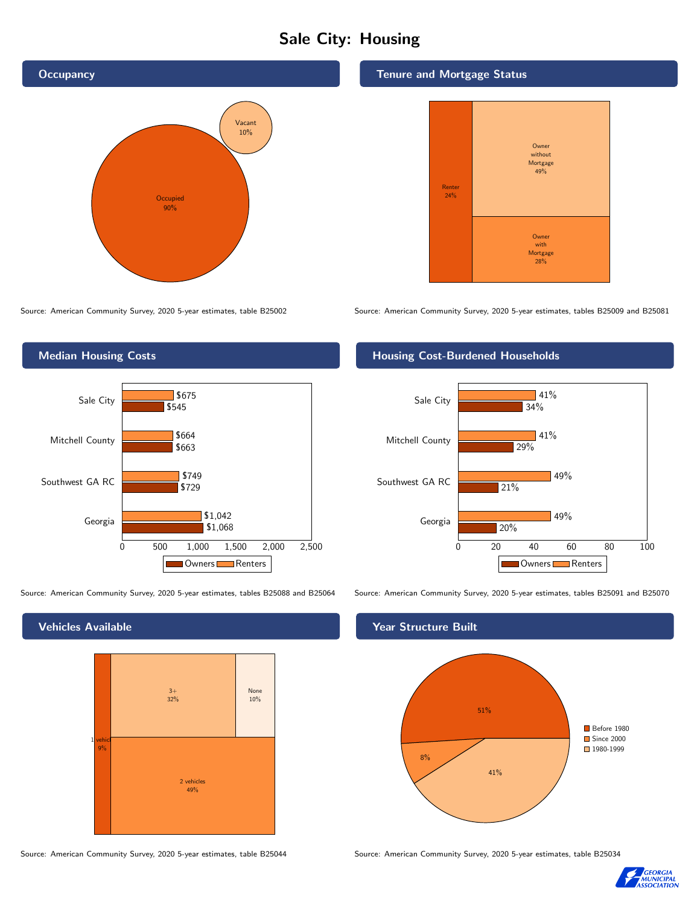# Sale City: Housing

## Occupancy

Vacant
10%

Occupied
90%

Source: American Community Survey, 2020 5-year estimates, table B25002

## Tenure and Mortgage Status

Renter
24%

Owner
without
Mortgage
49%

Owner
with
Mortgage
28%

Source: American Community Survey, 2020 5-year estimates, tables B25009 and B25081

## Median Housing Costs

Sale City
$675
$545

Mitchell County
$664
$663

Southwest GA RC
$749
$729

Georgia
$1,042
$1,068

0 500 1,000 1,500 2,000 2,500

Owners Renters

Source: American Community Survey, 2020 5-year estimates, tables B25088 and B25064

## Housing Cost-Burdened Households

Sale City
41%
34%

Mitchell County
41%
29%

Southwest GA RC
49%
21%

Georgia
49%
20%

0 20 40 60 80 100

Owners Renters

Source: American Community Survey, 2020 5-year estimates, tables B25091 and B25070

## Vehicles Available

1 vehicle
9%

3+
32%

None
10%

2 vehicles
49%

Source: American Community Survey, 2020 5-year estimates, table B25044

## Year Structure Built

51%

8%

41%

Before 1980
Since 2000
1980-1999

Source: American Community Survey, 2020 5-year estimates, table B25034